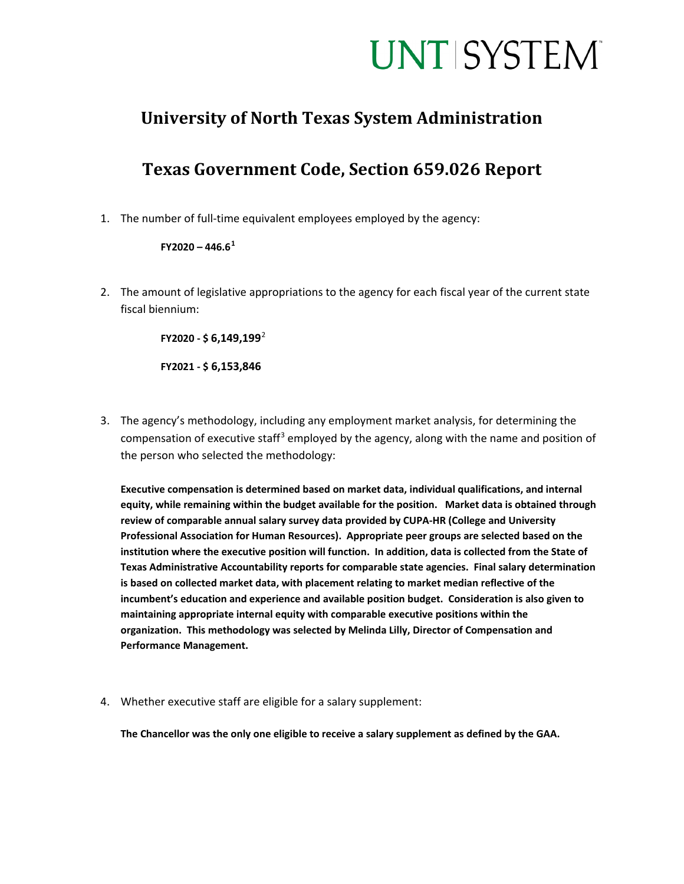UNT SYSTEM

# University of North Texas System Administration

# Texas Government Code, Section 659.026 Report

1. The number of full-time equivalent employees employed by the agency:

   **FY2020 – 446.6[1]**

2. The amount of legislative appropriations to the agency for each fiscal year of the current state fiscal biennium:

   **FY2020 - $ 6,149,199**[2]

   **FY2021 - $ 6,153,846**

3. The agency's methodology, including any employment market analysis, for determining the compensation of executive staff[3] employed by the agency, along with the name and position of the person who selected the methodology:

   **Executive compensation is determined based on market data, individual qualifications, and internal equity, while remaining within the budget available for the position. Market data is obtained through review of comparable annual salary survey data provided by CUPA-HR (College and University Professional Association for Human Resources). Appropriate peer groups are selected based on the institution where the executive position will function. In addition, data is collected from the State of Texas Administrative Accountability reports for comparable state agencies. Final salary determination is based on collected market data, with placement relating to market median reflective of the incumbent's education and experience and available position budget. Consideration is also given to maintaining appropriate internal equity with comparable executive positions within the organization. This methodology was selected by Melinda Lilly, Director of Compensation and Performance Management.**

4. Whether executive staff are eligible for a salary supplement:

   **The Chancellor was the only one eligible to receive a salary supplement as defined by the GAA.**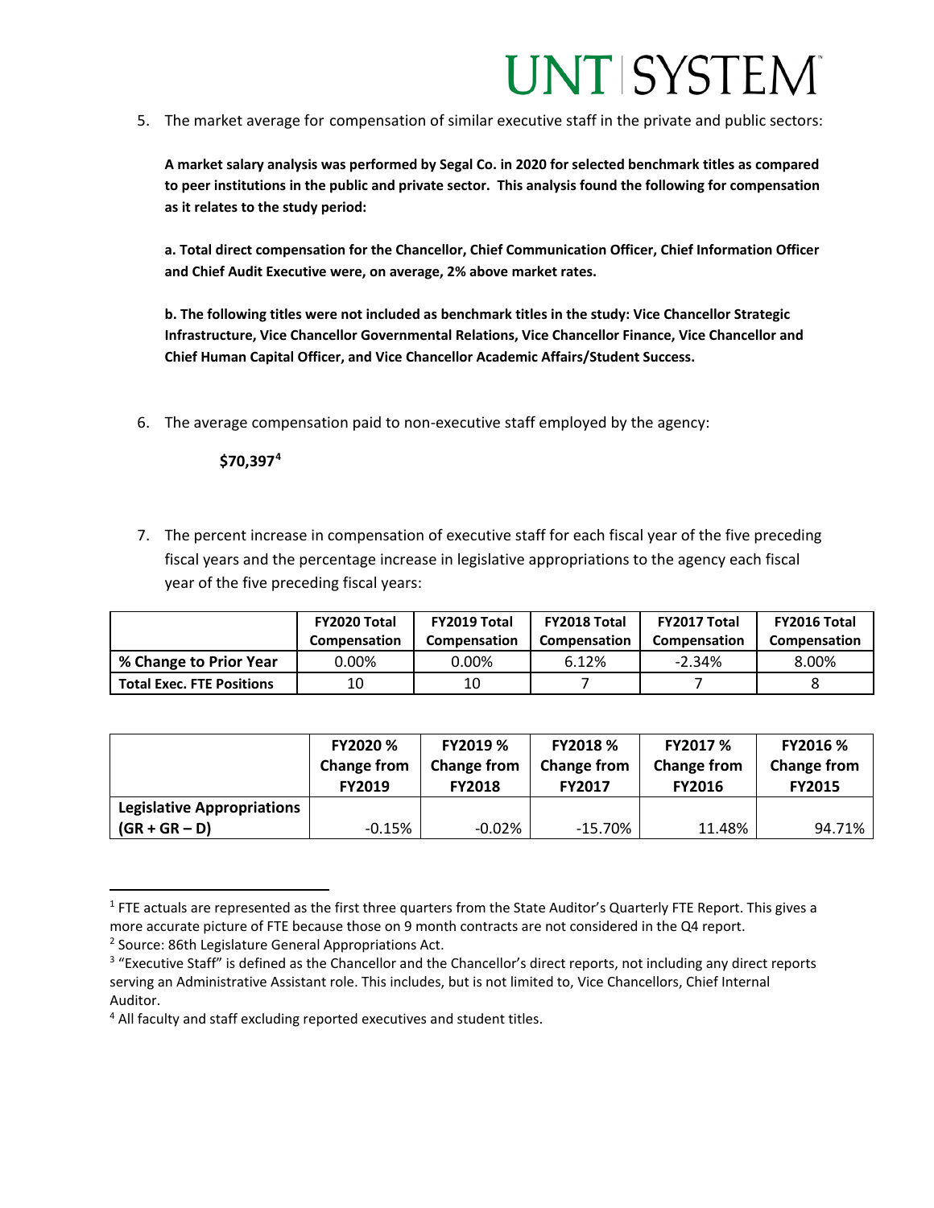5. The market average for compensation of similar executive staff in the private and public sectors:

   **A market salary analysis was performed by Segal Co. in 2020 for selected benchmark titles as compared to peer institutions in the public and private sector. This analysis found the following for compensation as it relates to the study period:**

   **a. Total direct compensation for the Chancellor, Chief Communication Officer, Chief Information Officer and Chief Audit Executive were, on average, 2% above market rates.**

   **b. The following titles were not included as benchmark titles in the study: Vice Chancellor Strategic Infrastructure, Vice Chancellor Governmental Relations, Vice Chancellor Finance, Vice Chancellor and Chief Human Capital Officer, and Vice Chancellor Academic Affairs/Student Success.**

6. The average compensation paid to non-executive staff employed by the agency:

   **$70,397**[4]

7. The percent increase in compensation of executive staff for each fiscal year of the five preceding fiscal years and the percentage increase in legislative appropriations to the agency each fiscal year of the five preceding fiscal years:

| | FY2020 Total Compensation | FY2019 Total Compensation | FY2018 Total Compensation | FY2017 Total Compensation | FY2016 Total Compensation |
|---|---|---|---|---|---|
| **% Change to Prior Year** | 0.00% | 0.00% | 6.12% | -2.34% | 8.00% |
| **Total Exec. FTE Positions** | 10 | 10 | 7 | 7 | 8 |

| | FY2020 % Change from FY2019 | FY2019 % Change from FY2018 | FY2018 % Change from FY2017 | FY2017 % Change from FY2016 | FY2016 % Change from FY2015 |
|---|---|---|---|---|---|
| **Legislative Appropriations (GR + GR – D)** | -0.15% | -0.02% | -15.70% | 11.48% | 94.71% |

[1] FTE actuals are represented as the first three quarters from the State Auditor's Quarterly FTE Report. This gives a more accurate picture of FTE because those on 9 month contracts are not considered in the Q4 report.

[2] Source: 86th Legislature General Appropriations Act.

[3] "Executive Staff" is defined as the Chancellor and the Chancellor's direct reports, not including any direct reports serving an Administrative Assistant role. This includes, but is not limited to, Vice Chancellors, Chief Internal Auditor.

[4] All faculty and staff excluding reported executives and student titles.